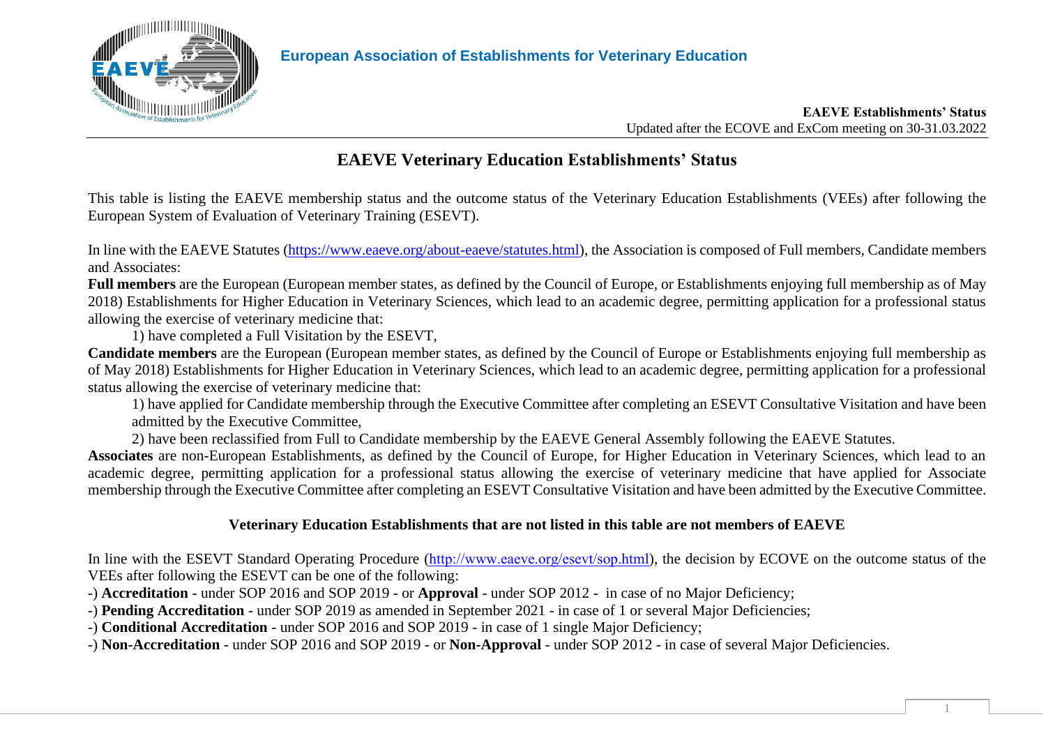European Association of Establishments for Veterinary Education

**EAEVE Establishments' Status**
Updated after the ECOVE and ExCom meeting on 30-31.03.2022

# EAEVE Veterinary Education Establishments' Status

This table is listing the EAEVE membership status and the outcome status of the Veterinary Education Establishments (VEEs) after following the European System of Evaluation of Veterinary Training (ESEVT).

In line with the EAEVE Statutes (https://www.eaeve.org/about-eaeve/statutes.html), the Association is composed of Full members, Candidate members and Associates:

**Full members** are the European (European member states, as defined by the Council of Europe, or Establishments enjoying full membership as of May 2018) Establishments for Higher Education in Veterinary Sciences, which lead to an academic degree, permitting application for a professional status allowing the exercise of veterinary medicine that:

1) have completed a Full Visitation by the ESEVT,

**Candidate members** are the European (European member states, as defined by the Council of Europe or Establishments enjoying full membership as of May 2018) Establishments for Higher Education in Veterinary Sciences, which lead to an academic degree, permitting application for a professional status allowing the exercise of veterinary medicine that:

1) have applied for Candidate membership through the Executive Committee after completing an ESEVT Consultative Visitation and have been admitted by the Executive Committee,

2) have been reclassified from Full to Candidate membership by the EAEVE General Assembly following the EAEVE Statutes.

**Associates** are non-European Establishments, as defined by the Council of Europe, for Higher Education in Veterinary Sciences, which lead to an academic degree, permitting application for a professional status allowing the exercise of veterinary medicine that have applied for Associate membership through the Executive Committee after completing an ESEVT Consultative Visitation and have been admitted by the Executive Committee.

**Veterinary Education Establishments that are not listed in this table are not members of EAEVE**

In line with the ESEVT Standard Operating Procedure (http://www.eaeve.org/esevt/sop.html), the decision by ECOVE on the outcome status of the VEEs after following the ESEVT can be one of the following:

-) **Accreditation** - under SOP 2016 and SOP 2019 - or **Approval** - under SOP 2012 - in case of no Major Deficiency;

-) **Pending Accreditation** - under SOP 2019 as amended in September 2021 - in case of 1 or several Major Deficiencies;

-) **Conditional Accreditation** - under SOP 2016 and SOP 2019 - in case of 1 single Major Deficiency;

-) **Non-Accreditation** - under SOP 2016 and SOP 2019 - or **Non-Approval** - under SOP 2012 - in case of several Major Deficiencies.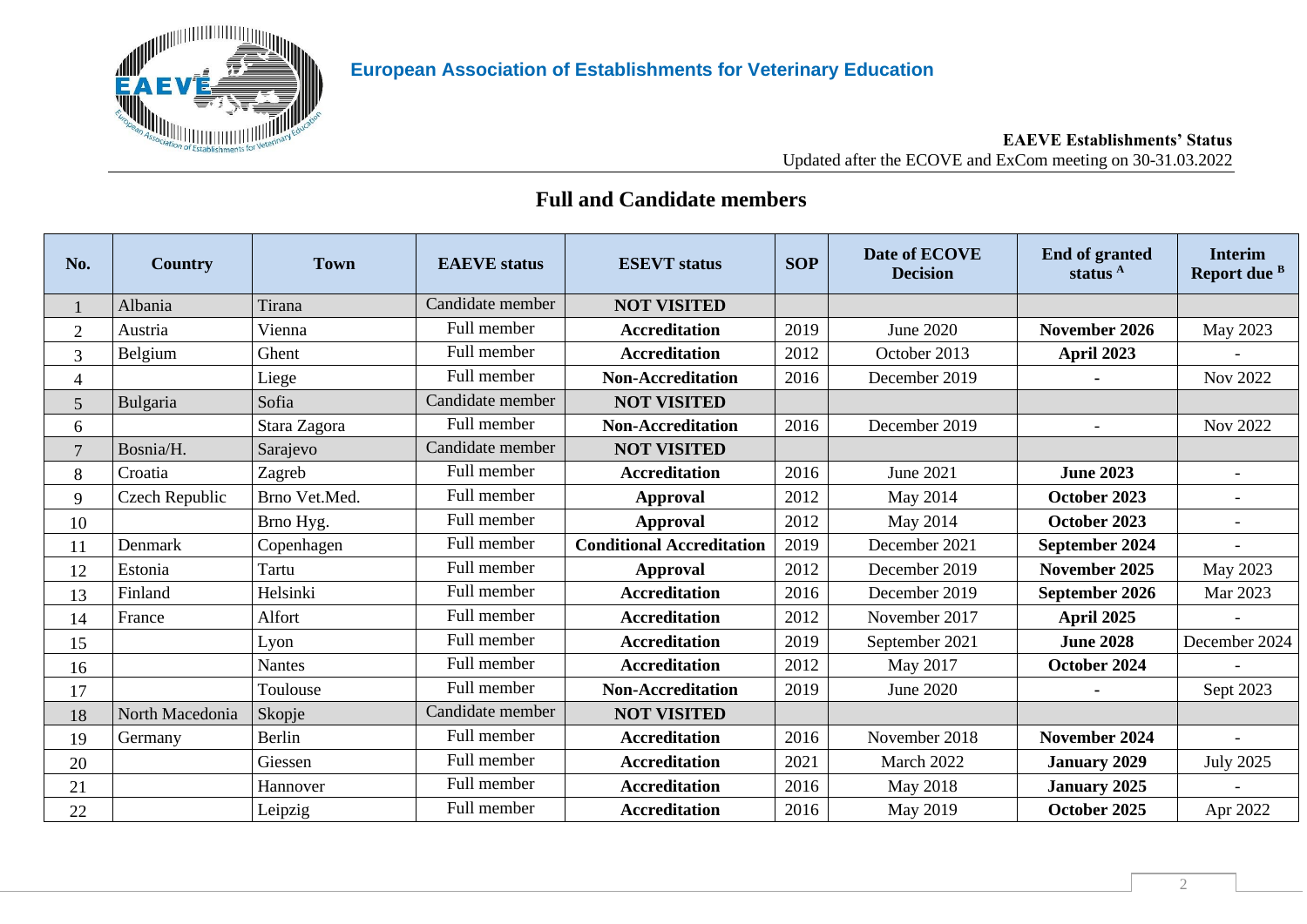**European Association of Establishments for Veterinary Education**

**EAEVE Establishments' Status**
Updated after the ECOVE and ExCom meeting on 30-31.03.2022

## Full and Candidate members

| No. | Country | Town | EAEVE status | ESEVT status | SOP | Date of ECOVE Decision | End of granted status [A] | Interim Report due [B] |
|---|---|---|---|---|---|---|---|---|
| 1 | Albania | Tirana | Candidate member | **NOT VISITED** | | | | |
| 2 | Austria | Vienna | Full member | **Accreditation** | 2019 | June 2020 | **November 2026** | May 2023 |
| 3 | Belgium | Ghent | Full member | **Accreditation** | 2012 | October 2013 | **April 2023** | - |
| 4 | | Liege | Full member | **Non-Accreditation** | 2016 | December 2019 | - | Nov 2022 |
| 5 | Bulgaria | Sofia | Candidate member | **NOT VISITED** | | | | |
| 6 | | Stara Zagora | Full member | **Non-Accreditation** | 2016 | December 2019 | - | Nov 2022 |
| 7 | Bosnia/H. | Sarajevo | Candidate member | **NOT VISITED** | | | | |
| 8 | Croatia | Zagreb | Full member | **Accreditation** | 2016 | June 2021 | **June 2023** | - |
| 9 | Czech Republic | Brno Vet.Med. | Full member | **Approval** | 2012 | May 2014 | **October 2023** | - |
| 10 | | Brno Hyg. | Full member | **Approval** | 2012 | May 2014 | **October 2023** | - |
| 11 | Denmark | Copenhagen | Full member | **Conditional Accreditation** | 2019 | December 2021 | **September 2024** | - |
| 12 | Estonia | Tartu | Full member | **Approval** | 2012 | December 2019 | **November 2025** | May 2023 |
| 13 | Finland | Helsinki | Full member | **Accreditation** | 2016 | December 2019 | **September 2026** | Mar 2023 |
| 14 | France | Alfort | Full member | **Accreditation** | 2012 | November 2017 | **April 2025** | - |
| 15 | | Lyon | Full member | **Accreditation** | 2019 | September 2021 | **June 2028** | December 2024 |
| 16 | | Nantes | Full member | **Accreditation** | 2012 | May 2017 | **October 2024** | - |
| 17 | | Toulouse | Full member | **Non-Accreditation** | 2019 | June 2020 | **-** | Sept 2023 |
| 18 | North Macedonia | Skopje | Candidate member | **NOT VISITED** | | | | |
| 19 | Germany | Berlin | Full member | **Accreditation** | 2016 | November 2018 | **November 2024** | - |
| 20 | | Giessen | Full member | **Accreditation** | 2021 | March 2022 | **January 2029** | July 2025 |
| 21 | | Hannover | Full member | **Accreditation** | 2016 | May 2018 | **January 2025** | - |
| 22 | | Leipzig | Full member | **Accreditation** | 2016 | May 2019 | **October 2025** | Apr 2022 |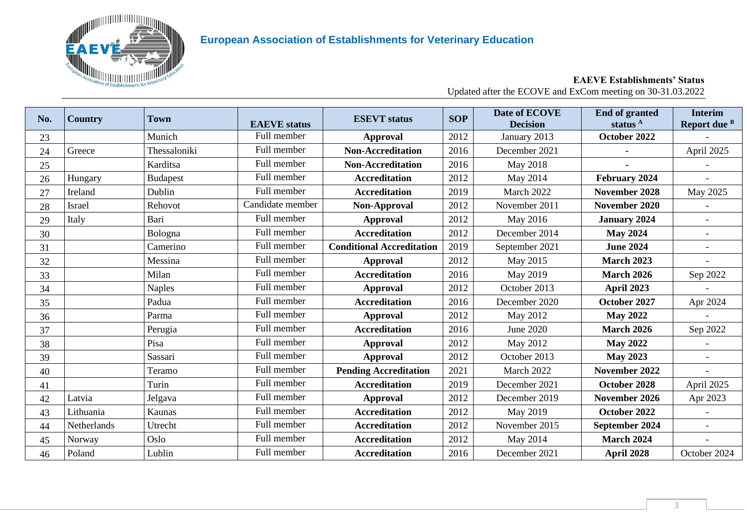## European Association of Establishments for Veterinary Education

**EAEVE Establishments' Status**

Updated after the ECOVE and ExCom meeting on 30-31.03.2022

| No. | Country | Town | EAEVE status | ESEVT status | SOP | Date of ECOVE Decision | End of granted status [A] | Interim Report due [B] |
|---|---|---|---|---|---|---|---|---|
| 23 | | Munich | Full member | **Approval** | 2012 | January 2013 | **October 2022** | - |
| 24 | Greece | Thessaloniki | Full member | **Non-Accreditation** | 2016 | December 2021 | **-** | April 2025 |
| 25 | | Karditsa | Full member | **Non-Accreditation** | 2016 | May 2018 | **-** | - |
| 26 | Hungary | Budapest | Full member | **Accreditation** | 2012 | May 2014 | **February 2024** | - |
| 27 | Ireland | Dublin | Full member | **Accreditation** | 2019 | March 2022 | **November 2028** | May 2025 |
| 28 | Israel | Rehovot | Candidate member | **Non-Approval** | 2012 | November 2011 | **November 2020** | - |
| 29 | Italy | Bari | Full member | **Approval** | 2012 | May 2016 | **January 2024** | - |
| 30 | | Bologna | Full member | **Accreditation** | 2012 | December 2014 | **May 2024** | - |
| 31 | | Camerino | Full member | **Conditional Accreditation** | 2019 | September 2021 | **June 2024** | - |
| 32 | | Messina | Full member | **Approval** | 2012 | May 2015 | **March 2023** | - |
| 33 | | Milan | Full member | **Accreditation** | 2016 | May 2019 | **March 2026** | Sep 2022 |
| 34 | | Naples | Full member | **Approval** | 2012 | October 2013 | **April 2023** | - |
| 35 | | Padua | Full member | **Accreditation** | 2016 | December 2020 | **October 2027** | Apr 2024 |
| 36 | | Parma | Full member | **Approval** | 2012 | May 2012 | **May 2022** | - |
| 37 | | Perugia | Full member | **Accreditation** | 2016 | June 2020 | **March 2026** | Sep 2022 |
| 38 | | Pisa | Full member | **Approval** | 2012 | May 2012 | **May 2022** | - |
| 39 | | Sassari | Full member | **Approval** | 2012 | October 2013 | **May 2023** | - |
| 40 | | Teramo | Full member | **Pending Accreditation** | 2021 | March 2022 | **November 2022** | - |
| 41 | | Turin | Full member | **Accreditation** | 2019 | December 2021 | **October 2028** | April 2025 |
| 42 | Latvia | Jelgava | Full member | **Approval** | 2012 | December 2019 | **November 2026** | Apr 2023 |
| 43 | Lithuania | Kaunas | Full member | **Accreditation** | 2012 | May 2019 | **October 2022** | - |
| 44 | Netherlands | Utrecht | Full member | **Accreditation** | 2012 | November 2015 | **September 2024** | - |
| 45 | Norway | Oslo | Full member | **Accreditation** | 2012 | May 2014 | **March 2024** | - |
| 46 | Poland | Lublin | Full member | **Accreditation** | 2016 | December 2021 | **April 2028** | October 2024 |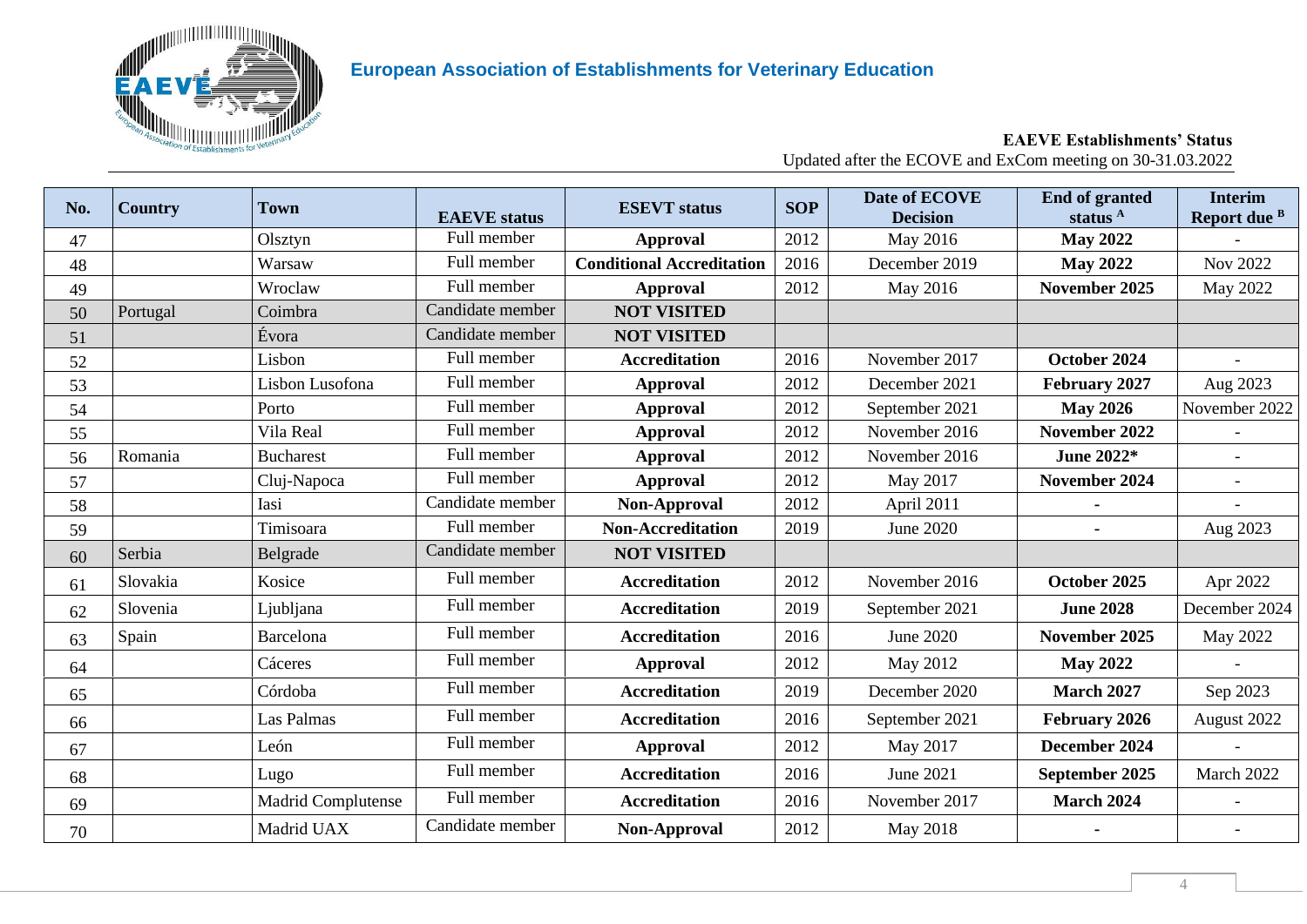**European Association of Establishments for Veterinary Education**

**EAEVE Establishments' Status**

Updated after the ECOVE and ExCom meeting on 30-31.03.2022

| No. | Country | Town | EAEVE status | ESEVT status | SOP | Date of ECOVE Decision | End of granted status [A] | Interim Report due [B] |
|---|---|---|---|---|---|---|---|---|
| 47 | | Olsztyn | Full member | **Approval** | 2012 | May 2016 | **May 2022** | - |
| 48 | | Warsaw | Full member | **Conditional Accreditation** | 2016 | December 2019 | **May 2022** | Nov 2022 |
| 49 | | Wroclaw | Full member | **Approval** | 2012 | May 2016 | **November 2025** | May 2022 |
| 50 | Portugal | Coimbra | Candidate member | **NOT VISITED** | | | | |
| 51 | | Évora | Candidate member | **NOT VISITED** | | | | |
| 52 | | Lisbon | Full member | **Accreditation** | 2016 | November 2017 | **October 2024** | - |
| 53 | | Lisbon Lusofona | Full member | **Approval** | 2012 | December 2021 | **February 2027** | Aug 2023 |
| 54 | | Porto | Full member | **Approval** | 2012 | September 2021 | **May 2026** | November 2022 |
| 55 | | Vila Real | Full member | **Approval** | 2012 | November 2016 | **November 2022** | - |
| 56 | Romania | Bucharest | Full member | **Approval** | 2012 | November 2016 | **June 2022*** | - |
| 57 | | Cluj-Napoca | Full member | **Approval** | 2012 | May 2017 | **November 2024** | - |
| 58 | | Iasi | Candidate member | **Non-Approval** | 2012 | April 2011 | **-** | - |
| 59 | | Timisoara | Full member | **Non-Accreditation** | 2019 | June 2020 | **-** | Aug 2023 |
| 60 | Serbia | Belgrade | Candidate member | **NOT VISITED** | | | | |
| 61 | Slovakia | Kosice | Full member | **Accreditation** | 2012 | November 2016 | **October 2025** | Apr 2022 |
| 62 | Slovenia | Ljubljana | Full member | **Accreditation** | 2019 | September 2021 | **June 2028** | December 2024 |
| 63 | Spain | Barcelona | Full member | **Accreditation** | 2016 | June 2020 | **November 2025** | May 2022 |
| 64 | | Cáceres | Full member | **Approval** | 2012 | May 2012 | **May 2022** | - |
| 65 | | Córdoba | Full member | **Accreditation** | 2019 | December 2020 | **March 2027** | Sep 2023 |
| 66 | | Las Palmas | Full member | **Accreditation** | 2016 | September 2021 | **February 2026** | August 2022 |
| 67 | | León | Full member | **Approval** | 2012 | May 2017 | **December 2024** | - |
| 68 | | Lugo | Full member | **Accreditation** | 2016 | June 2021 | **September 2025** | March 2022 |
| 69 | | Madrid Complutense | Full member | **Accreditation** | 2016 | November 2017 | **March 2024** | - |
| 70 | | Madrid UAX | Candidate member | **Non-Approval** | 2012 | May 2018 | **-** | - |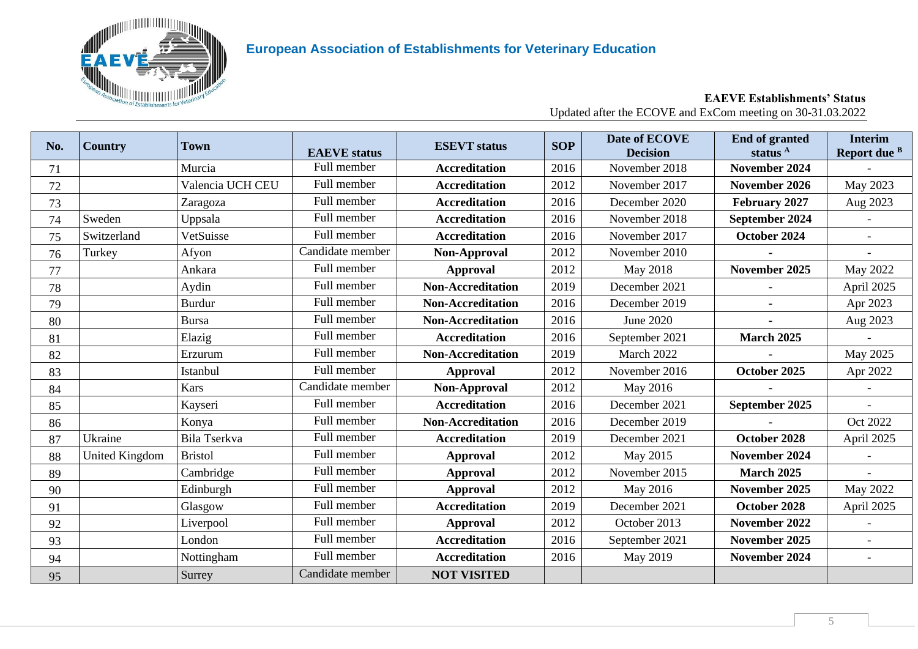European Association of Establishments for Veterinary Education

**EAEVE Establishments' Status**

Updated after the ECOVE and ExCom meeting on 30-31.03.2022

| No. | Country | Town | EAEVE status | ESEVT status | SOP | Date of ECOVE Decision | End of granted status [A] | Interim Report due [B] |
|---|---|---|---|---|---|---|---|---|
| 71 | | Murcia | Full member | **Accreditation** | 2016 | November 2018 | **November 2024** | - |
| 72 | | Valencia UCH CEU | Full member | **Accreditation** | 2012 | November 2017 | **November 2026** | May 2023 |
| 73 | | Zaragoza | Full member | **Accreditation** | 2016 | December 2020 | **February 2027** | Aug 2023 |
| 74 | Sweden | Uppsala | Full member | **Accreditation** | 2016 | November 2018 | **September 2024** | - |
| 75 | Switzerland | VetSuisse | Full member | **Accreditation** | 2016 | November 2017 | **October 2024** | - |
| 76 | Turkey | Afyon | Candidate member | **Non-Approval** | 2012 | November 2010 | - | - |
| 77 | | Ankara | Full member | **Approval** | 2012 | May 2018 | **November 2025** | May 2022 |
| 78 | | Aydin | Full member | **Non-Accreditation** | 2019 | December 2021 | - | April 2025 |
| 79 | | Burdur | Full member | **Non-Accreditation** | 2016 | December 2019 | - | Apr 2023 |
| 80 | | Bursa | Full member | **Non-Accreditation** | 2016 | June 2020 | - | Aug 2023 |
| 81 | | Elazig | Full member | **Accreditation** | 2016 | September 2021 | **March 2025** | - |
| 82 | | Erzurum | Full member | **Non-Accreditation** | 2019 | March 2022 | - | May 2025 |
| 83 | | Istanbul | Full member | **Approval** | 2012 | November 2016 | **October 2025** | Apr 2022 |
| 84 | | Kars | Candidate member | **Non-Approval** | 2012 | May 2016 | - | - |
| 85 | | Kayseri | Full member | **Accreditation** | 2016 | December 2021 | **September 2025** | - |
| 86 | | Konya | Full member | **Non-Accreditation** | 2016 | December 2019 | - | Oct 2022 |
| 87 | Ukraine | Bila Tserkva | Full member | **Accreditation** | 2019 | December 2021 | **October 2028** | April 2025 |
| 88 | United Kingdom | Bristol | Full member | **Approval** | 2012 | May 2015 | **November 2024** | - |
| 89 | | Cambridge | Full member | **Approval** | 2012 | November 2015 | **March 2025** | - |
| 90 | | Edinburgh | Full member | **Approval** | 2012 | May 2016 | **November 2025** | May 2022 |
| 91 | | Glasgow | Full member | **Accreditation** | 2019 | December 2021 | **October 2028** | April 2025 |
| 92 | | Liverpool | Full member | **Approval** | 2012 | October 2013 | **November 2022** | - |
| 93 | | London | Full member | **Accreditation** | 2016 | September 2021 | **November 2025** | - |
| 94 | | Nottingham | Full member | **Accreditation** | 2016 | May 2019 | **November 2024** | - |
| 95 | | Surrey | Candidate member | **NOT VISITED** | | | | |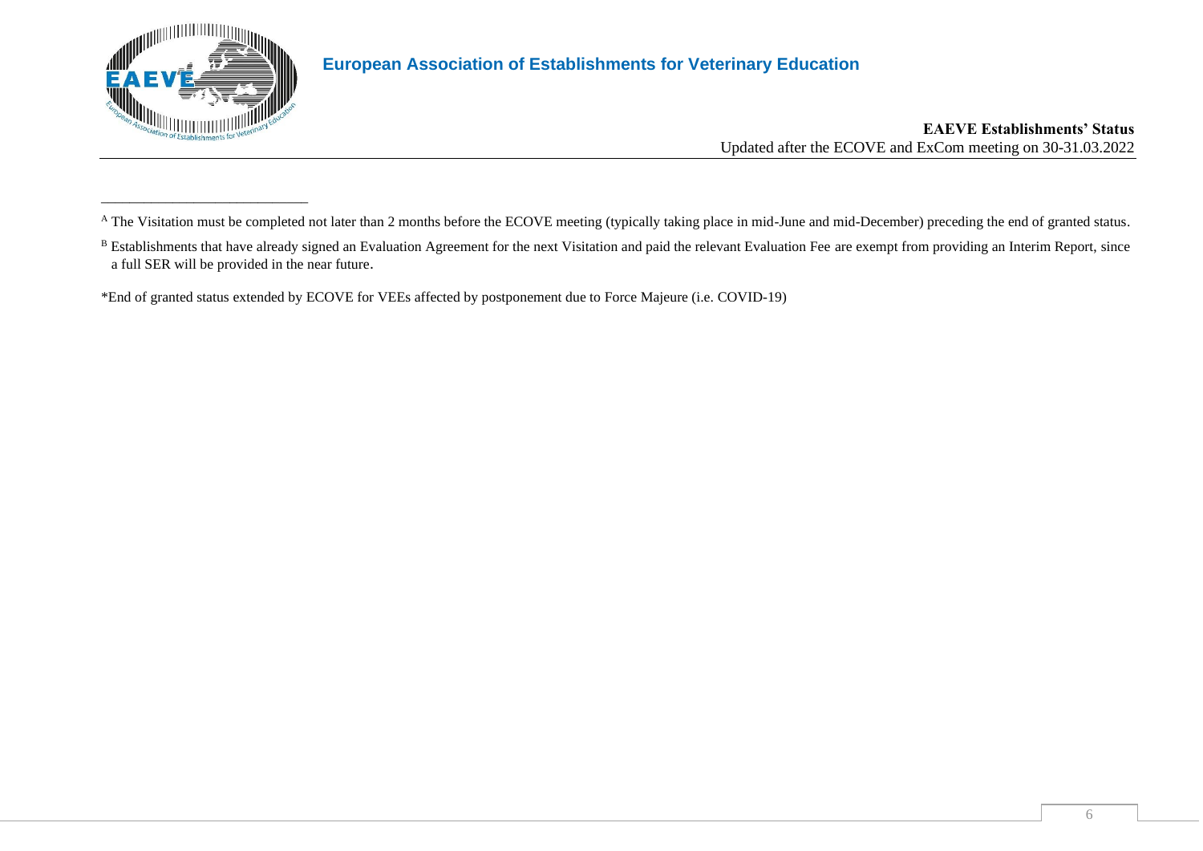[A] The Visitation must be completed not later than 2 months before the ECOVE meeting (typically taking place in mid-June and mid-December) preceding the end of granted status.

[B] Establishments that have already signed an Evaluation Agreement for the next Visitation and paid the relevant Evaluation Fee are exempt from providing an Interim Report, since a full SER will be provided in the near future.

*End of granted status extended by ECOVE for VEEs affected by postponement due to Force Majeure (i.e. COVID-19)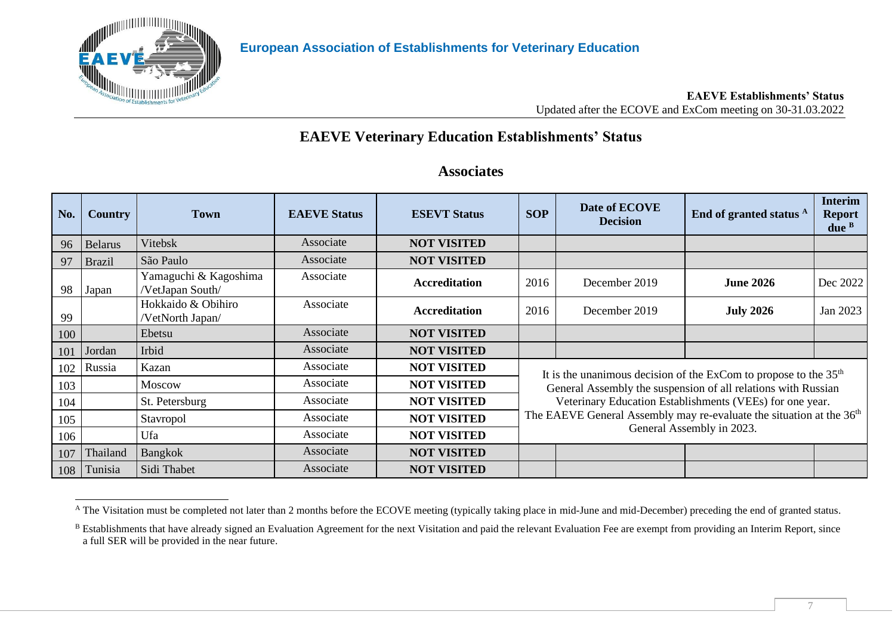European Association of Establishments for Veterinary Education

**EAEVE Establishments' Status**
Updated after the ECOVE and ExCom meeting on 30-31.03.2022

## EAEVE Veterinary Education Establishments' Status

### Associates

| No. | Country | Town | EAEVE Status | ESEVT Status | SOP | Date of ECOVE Decision | End of granted status [A] | Interim Report due [B] |
|---|---|---|---|---|---|---|---|---|
| 96 | Belarus | Vitebsk | Associate | **NOT VISITED** | | | | |
| 97 | Brazil | São Paulo | Associate | **NOT VISITED** | | | | |
| 98 | Japan | Yamaguchi & Kagoshima /VetJapan South/ | Associate | **Accreditation** | 2016 | December 2019 | **June 2026** | Dec 2022 |
| 99 | | Hokkaido & Obihiro /VetNorth Japan/ | Associate | **Accreditation** | 2016 | December 2019 | **July 2026** | Jan 2023 |
| 100 | | Ebetsu | Associate | **NOT VISITED** | | | | |
| 101 | Jordan | Irbid | Associate | **NOT VISITED** | | | | |
| 102 | Russia | Kazan | Associate | **NOT VISITED** | It is the unanimous decision of the ExCom to propose to the 35th General Assembly the suspension of all relations with Russian Veterinary Education Establishments (VEEs) for one year. The EAEVE General Assembly may re-evaluate the situation at the 36th General Assembly in 2023. | | | |
| 103 | | Moscow | Associate | **NOT VISITED** | | | | |
| 104 | | St. Petersburg | Associate | **NOT VISITED** | | | | |
| 105 | | Stavropol | Associate | **NOT VISITED** | | | | |
| 106 | | Ufa | Associate | **NOT VISITED** | | | | |
| 107 | Thailand | Bangkok | Associate | **NOT VISITED** | | | | |
| 108 | Tunisia | Sidi Thabet | Associate | **NOT VISITED** | | | | |

[A] The Visitation must be completed not later than 2 months before the ECOVE meeting (typically taking place in mid-June and mid-December) preceding the end of granted status.

[B] Establishments that have already signed an Evaluation Agreement for the next Visitation and paid the relevant Evaluation Fee are exempt from providing an Interim Report, since a full SER will be provided in the near future.